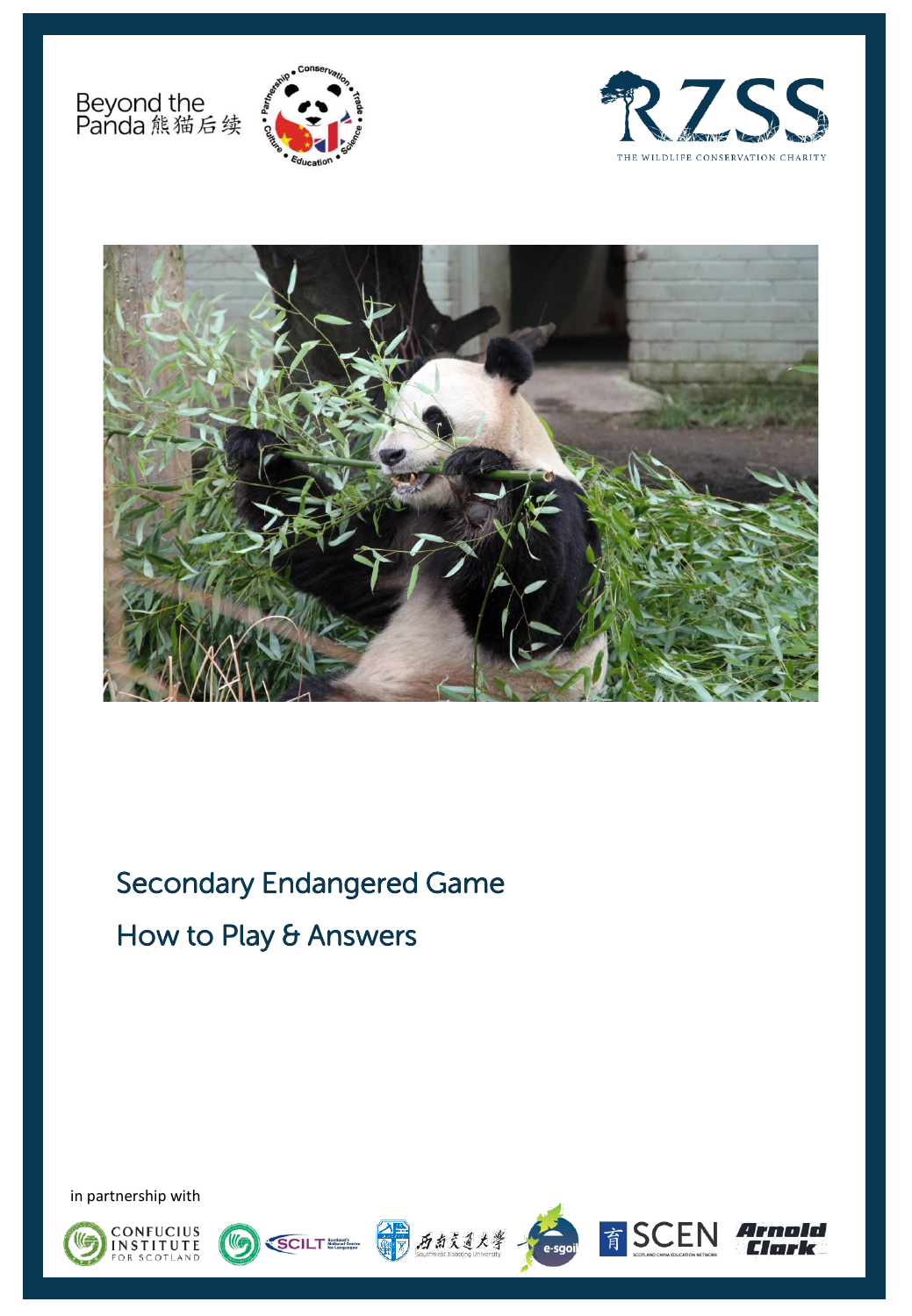Beyond the Panda 熊猫后续

RZSS

THE WILDLIFE CONSERVATION CHARITY

# Secondary Endangered Game

## How to Play & Answers

in partnership with

CONFUCIUS INSTITUTE FOR SCOTLAND

SCILT Scotland's National Centre for Languages

西南交通大学 Southwest Jiaotong University

e-sgoil

SCEN SCOTLAND CHINA EDUCATION NETWORK

Arnold Clark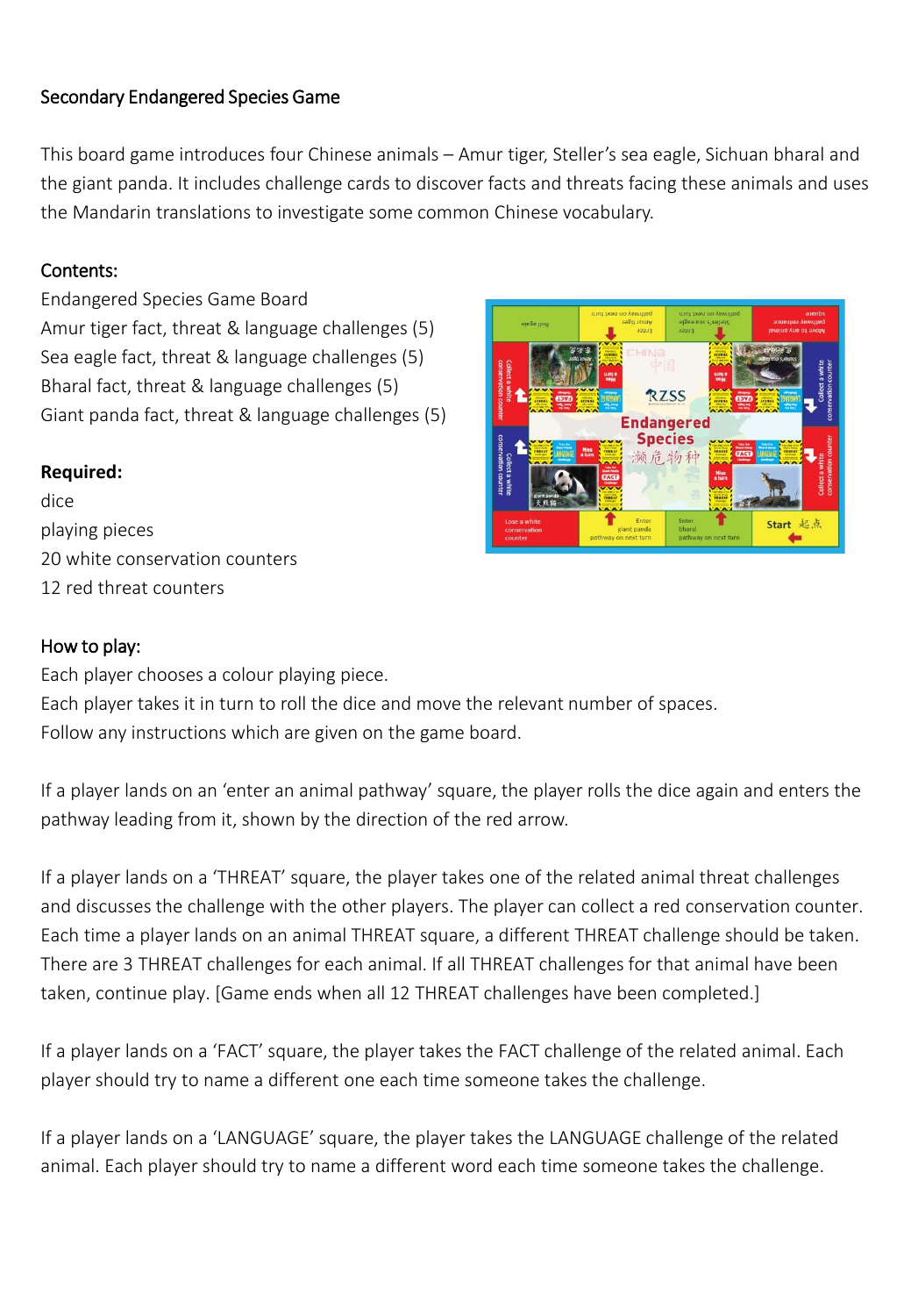## Secondary Endangered Species Game

This board game introduces four Chinese animals – Amur tiger, Steller's sea eagle, Sichuan bharal and the giant panda. It includes challenge cards to discover facts and threats facing these animals and uses the Mandarin translations to investigate some common Chinese vocabulary.

### Contents:

Endangered Species Game Board
Amur tiger fact, threat & language challenges (5)
Sea eagle fact, threat & language challenges (5)
Bharal fact, threat & language challenges (5)
Giant panda fact, threat & language challenges (5)

**Required:**

dice
playing pieces
20 white conservation counters
12 red threat counters

### How to play:

Each player chooses a colour playing piece.
Each player takes it in turn to roll the dice and move the relevant number of spaces.
Follow any instructions which are given on the game board.

If a player lands on an 'enter an animal pathway' square, the player rolls the dice again and enters the pathway leading from it, shown by the direction of the red arrow.

If a player lands on a 'THREAT' square, the player takes one of the related animal threat challenges and discusses the challenge with the other players. The player can collect a red conservation counter. Each time a player lands on an animal THREAT square, a different THREAT challenge should be taken. There are 3 THREAT challenges for each animal. If all THREAT challenges for that animal have been taken, continue play. [Game ends when all 12 THREAT challenges have been completed.]

If a player lands on a 'FACT' square, the player takes the FACT challenge of the related animal. Each player should try to name a different one each time someone takes the challenge.

If a player lands on a 'LANGUAGE' square, the player takes the LANGUAGE challenge of the related animal. Each player should try to name a different word each time someone takes the challenge.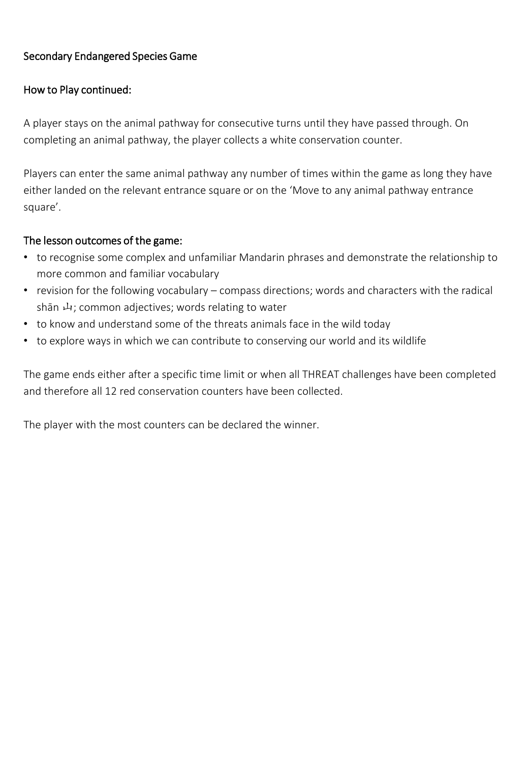## Secondary Endangered Species Game

### How to Play continued:

A player stays on the animal pathway for consecutive turns until they have passed through. On completing an animal pathway, the player collects a white conservation counter.

Players can enter the same animal pathway any number of times within the game as long they have either landed on the relevant entrance square or on the 'Move to any animal pathway entrance square'.

### The lesson outcomes of the game:

- to recognise some complex and unfamiliar Mandarin phrases and demonstrate the relationship to more common and familiar vocabulary
- revision for the following vocabulary – compass directions; words and characters with the radical shān 山; common adjectives; words relating to water
- to know and understand some of the threats animals face in the wild today
- to explore ways in which we can contribute to conserving our world and its wildlife

The game ends either after a specific time limit or when all THREAT challenges have been completed and therefore all 12 red conservation counters have been collected.

The player with the most counters can be declared the winner.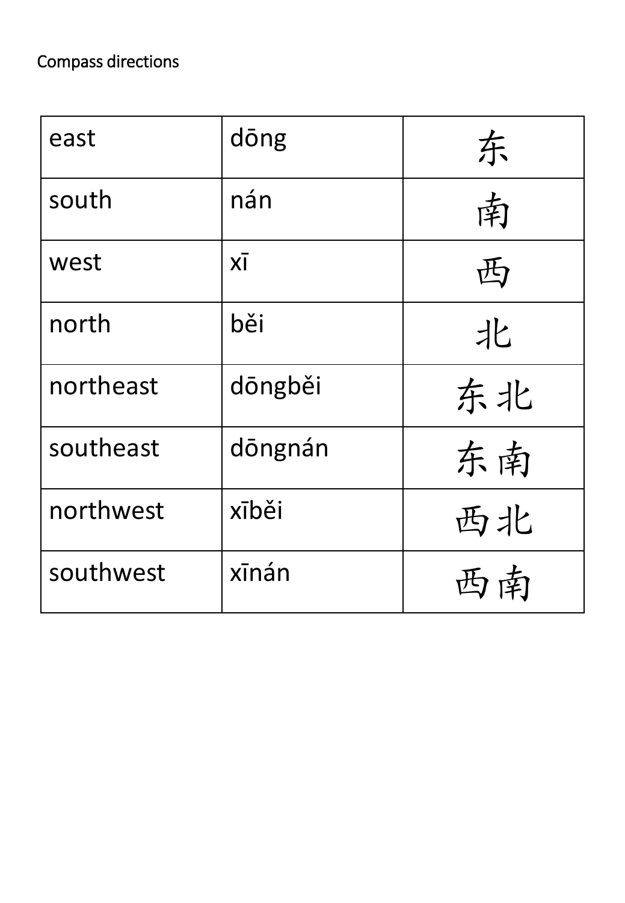Compass directions

| east | dōng | 东 |
|---|---|---|
| south | nán | 南 |
| west | xī | 西 |
| north | běi | 北 |
| northeast | dōngběi | 东北 |
| southeast | dōngnán | 东南 |
| northwest | xīběi | 西北 |
| southwest | xīnán | 西南 |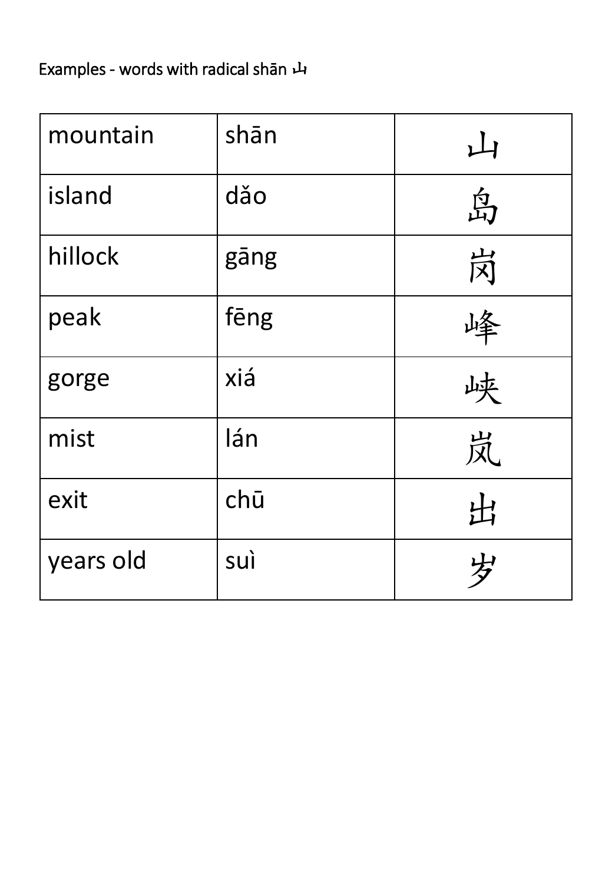Examples - words with radical shān 山

| mountain | shān | 山 |
| --- | --- | --- |
| island | dǎo | 岛 |
| hillock | gāng | 岗 |
| peak | fēng | 峰 |
| gorge | xiá | 峡 |
| mist | lán | 岚 |
| exit | chū | 出 |
| years old | suì | 岁 |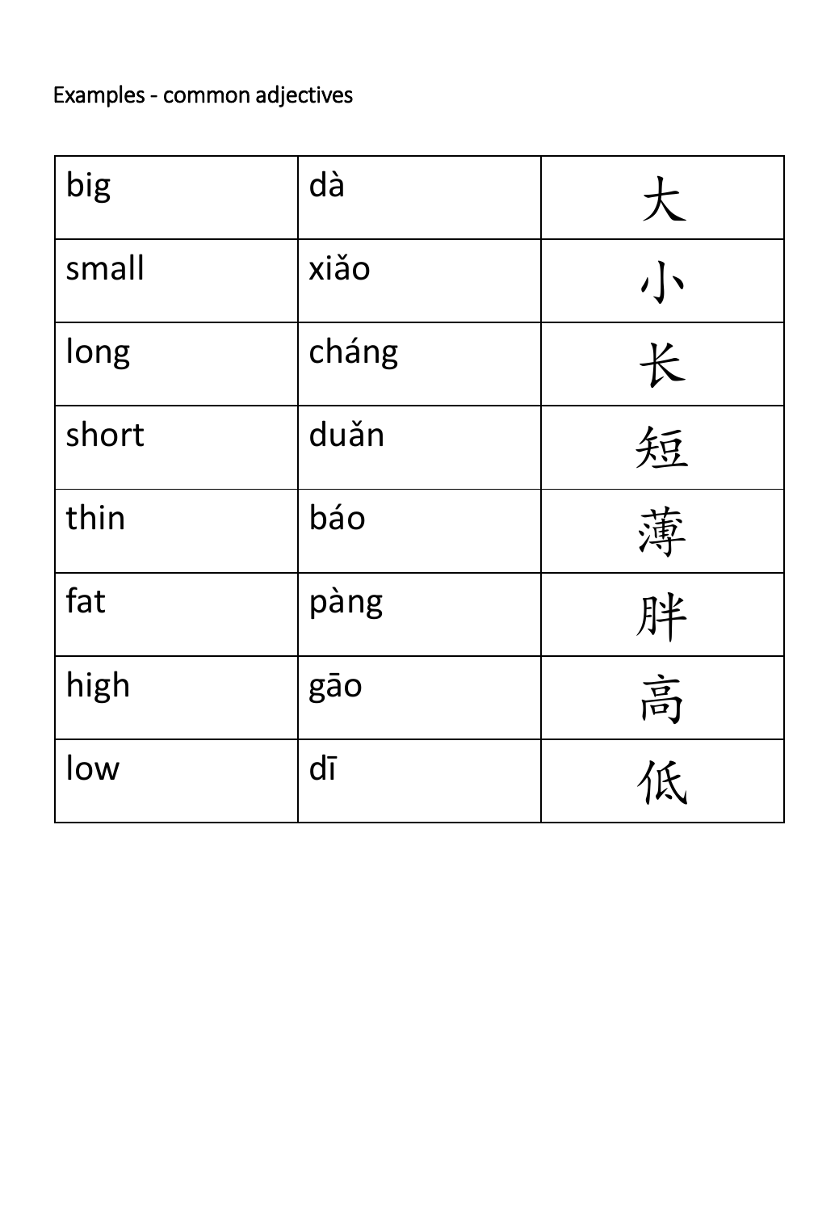Examples - common adjectives

| | | |
|---|---|---|
| big | dà | 大 |
| small | xiǎo | 小 |
| long | cháng | 长 |
| short | duǎn | 短 |
| thin | báo | 薄 |
| fat | pàng | 胖 |
| high | gāo | 高 |
| low | dī | 低 |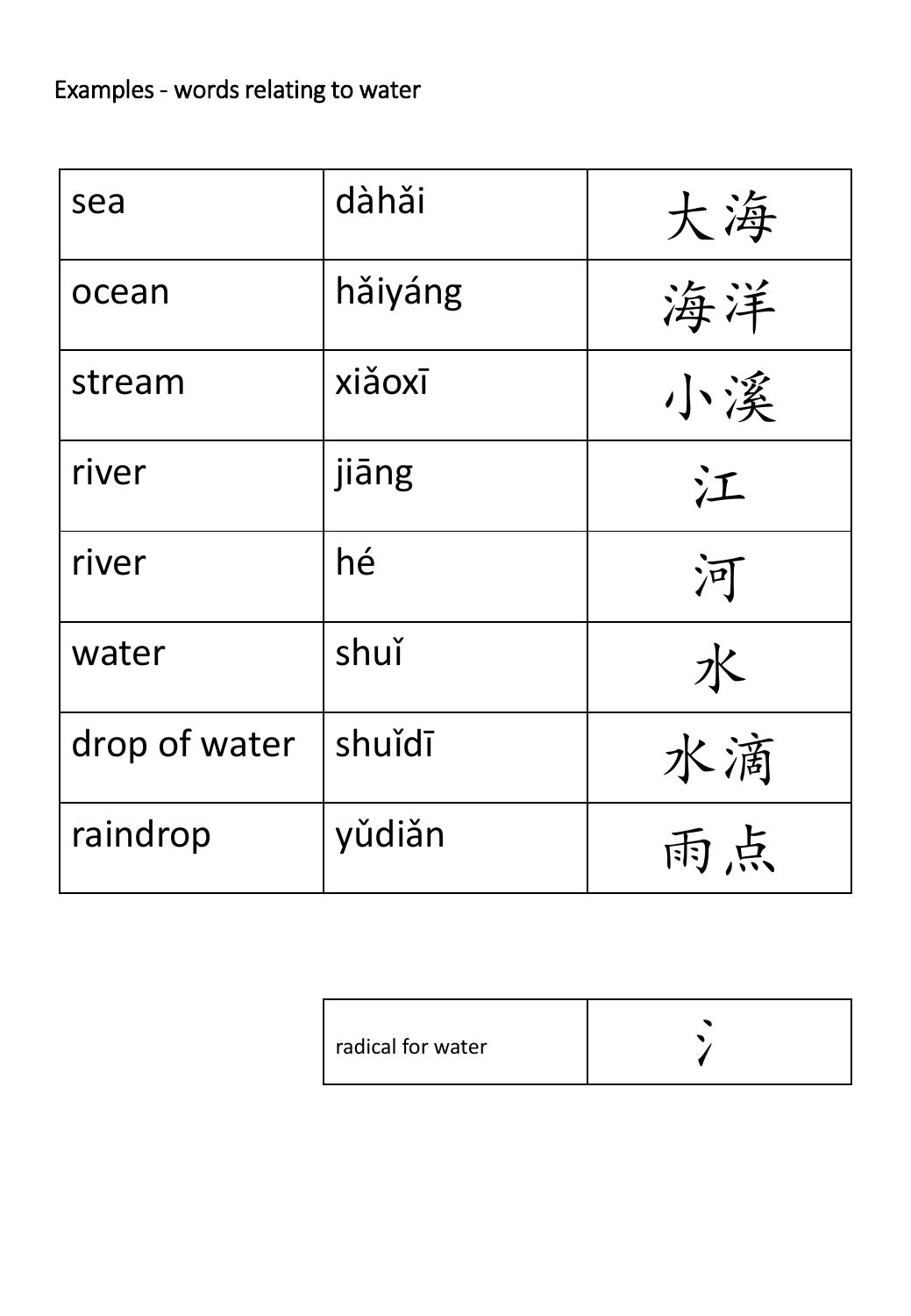Examples - words relating to water

| | | |
|---|---|---|
| sea | dàhǎi | 大海 |
| ocean | hǎiyáng | 海洋 |
| stream | xiǎoxī | 小溪 |
| river | jiāng | 江 |
| river | hé | 河 |
| water | shuǐ | 水 |
| drop of water | shuǐdī | 水滴 |
| raindrop | yǔdiǎn | 雨点 |

| | |
|---|---|
| radical for water | 氵 |